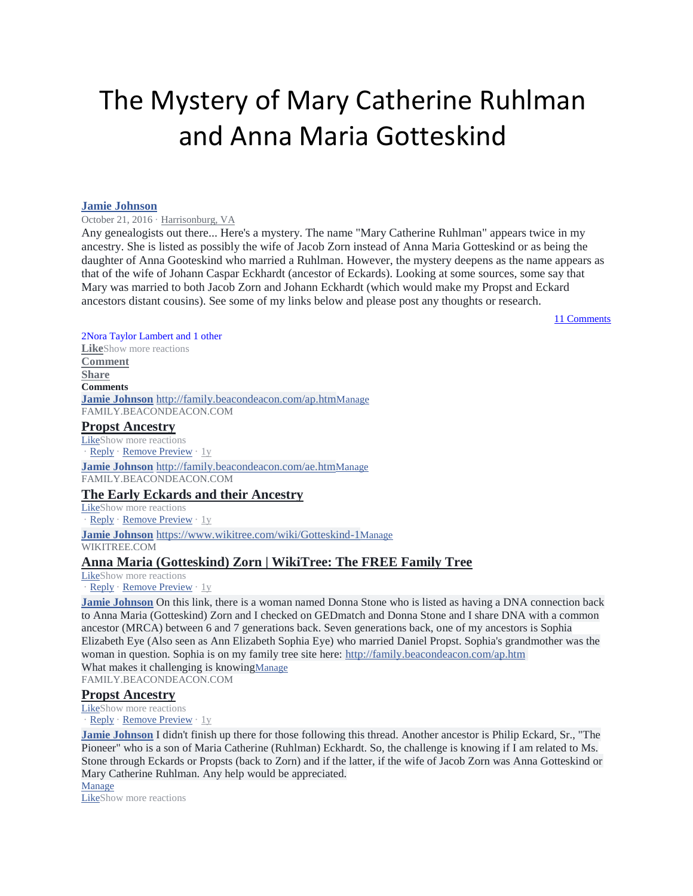# The Mystery of Mary Catherine Ruhlman and Anna Maria Gotteskind

**Jamie Johnson**

October 21, 2016 · Harrisonburg, VA

Any genealogists out there... Here's a mystery. The name "Mary Catherine Ruhlman" appears twice in my ancestry. She is listed as possibly the wife of Jacob Zorn instead of Anna Maria Gotteskind or as being the daughter of Anna Gooteskind who married a Ruhlman. However, the mystery deepens as the name appears as that of the wife of Johann Caspar Eckhardt (ancestor of Eckards). Looking at some sources, some say that Mary was married to both Jacob Zorn and Johann Eckhardt (which would make my Propst and Eckard ancestors distant cousins). See some of my links below and please post any thoughts or research.

11 Comments

2Nora Taylor Lambert and 1 other

**Like**Show more reactions

**Comment**

**Share**

**Comments**

**Jamie Johnson** http://family.beacondeacon.com/ap.htmManage

FAMILY.BEACONDEACON.COM

## Propst Ancestry

LikeShow more reactions

· Reply · Remove Preview · 1y

**Jamie Johnson** http://family.beacondeacon.com/ae.htmManage

FAMILY.BEACONDEACON.COM

## The Early Eckards and their Ancestry

LikeShow more reactions

· Reply · Remove Preview · 1y

**Jamie Johnson** https://www.wikitree.com/wiki/Gotteskind-1Manage

WIKITREE.COM

## Anna Maria (Gotteskind) Zorn | WikiTree: The FREE Family Tree

LikeShow more reactions

· Reply · Remove Preview · 1y

**Jamie Johnson** On this link, there is a woman named Donna Stone who is listed as having a DNA connection back to Anna Maria (Gotteskind) Zorn and I checked on GEDmatch and Donna Stone and I share DNA with a common ancestor (MRCA) between 6 and 7 generations back. Seven generations back, one of my ancestors is Sophia Elizabeth Eye (Also seen as Ann Elizabeth Sophia Eye) who married Daniel Propst. Sophia's grandmother was the woman in question. Sophia is on my family tree site here: http://family.beacondeacon.com/ap.htm

What makes it challenging is knowingManage

FAMILY.BEACONDEACON.COM

## Propst Ancestry

LikeShow more reactions

· Reply · Remove Preview · 1y

**Jamie Johnson** I didn't finish up there for those following this thread. Another ancestor is Philip Eckard, Sr., "The Pioneer" who is a son of Maria Catherine (Ruhlman) Eckhardt. So, the challenge is knowing if I am related to Ms. Stone through Eckards or Propsts (back to Zorn) and if the latter, if the wife of Jacob Zorn was Anna Gotteskind or Mary Catherine Ruhlman. Any help would be appreciated.

Manage

LikeShow more reactions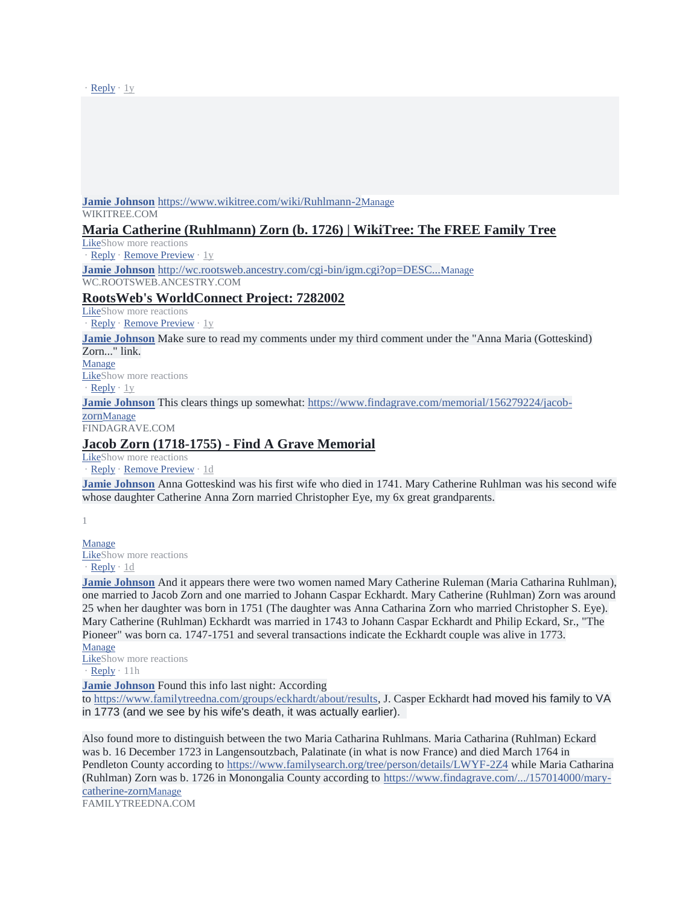· Reply · 1y

**Jamie Johnson** https://www.wikitree.com/wiki/Ruhlmann-2Manage
WIKITREE.COM

## Maria Catherine (Ruhlmann) Zorn (b. 1726) | WikiTree: The FREE Family Tree

LikeShow more reactions
· Reply · Remove Preview · 1y

**Jamie Johnson** http://wc.rootsweb.ancestry.com/cgi-bin/igm.cgi?op=DESC...Manage
WC.ROOTSWEB.ANCESTRY.COM

## RootsWeb's WorldConnect Project: 7282002

LikeShow more reactions
· Reply · Remove Preview · 1y

**Jamie Johnson** Make sure to read my comments under my third comment under the "Anna Maria (Gotteskind) Zorn..." link.
Manage
LikeShow more reactions
· Reply · 1y

**Jamie Johnson** This clears things up somewhat: https://www.findagrave.com/memorial/156279224/jacob-zornManage
FINDAGRAVE.COM

## Jacob Zorn (1718-1755) - Find A Grave Memorial

LikeShow more reactions
· Reply · Remove Preview · 1d

**Jamie Johnson** Anna Gotteskind was his first wife who died in 1741. Mary Catherine Ruhlman was his second wife whose daughter Catherine Anna Zorn married Christopher Eye, my 6x great grandparents.

1

Manage
LikeShow more reactions
· Reply · 1d

**Jamie Johnson** And it appears there were two women named Mary Catherine Ruleman (Maria Catharina Ruhlman), one married to Jacob Zorn and one married to Johann Caspar Eckhardt. Mary Catherine (Ruhlman) Zorn was around 25 when her daughter was born in 1751 (The daughter was Anna Catharina Zorn who married Christopher S. Eye). Mary Catherine (Ruhlman) Eckhardt was married in 1743 to Johann Caspar Eckhardt and Philip Eckard, Sr., "The Pioneer" was born ca. 1747-1751 and several transactions indicate the Eckhardt couple was alive in 1773.
Manage
LikeShow more reactions
· Reply · 11h

**Jamie Johnson** Found this info last night: According to https://www.familytreedna.com/groups/eckhardt/about/results, J. Casper Eckhardt had moved his family to VA in 1773 (and we see by his wife's death, it was actually earlier).

Also found more to distinguish between the two Maria Catharina Ruhlmans. Maria Catharina (Ruhlman) Eckard was b. 16 December 1723 in Langensoutzbach, Palatinate (in what is now France) and died March 1764 in Pendleton County according to https://www.familysearch.org/tree/person/details/LWYF-2Z4 while Maria Catharina (Ruhlman) Zorn was b. 1726 in Monongalia County according to https://www.findagrave.com/.../157014000/mary-catherine-zornManage
FAMILYTREEDNA.COM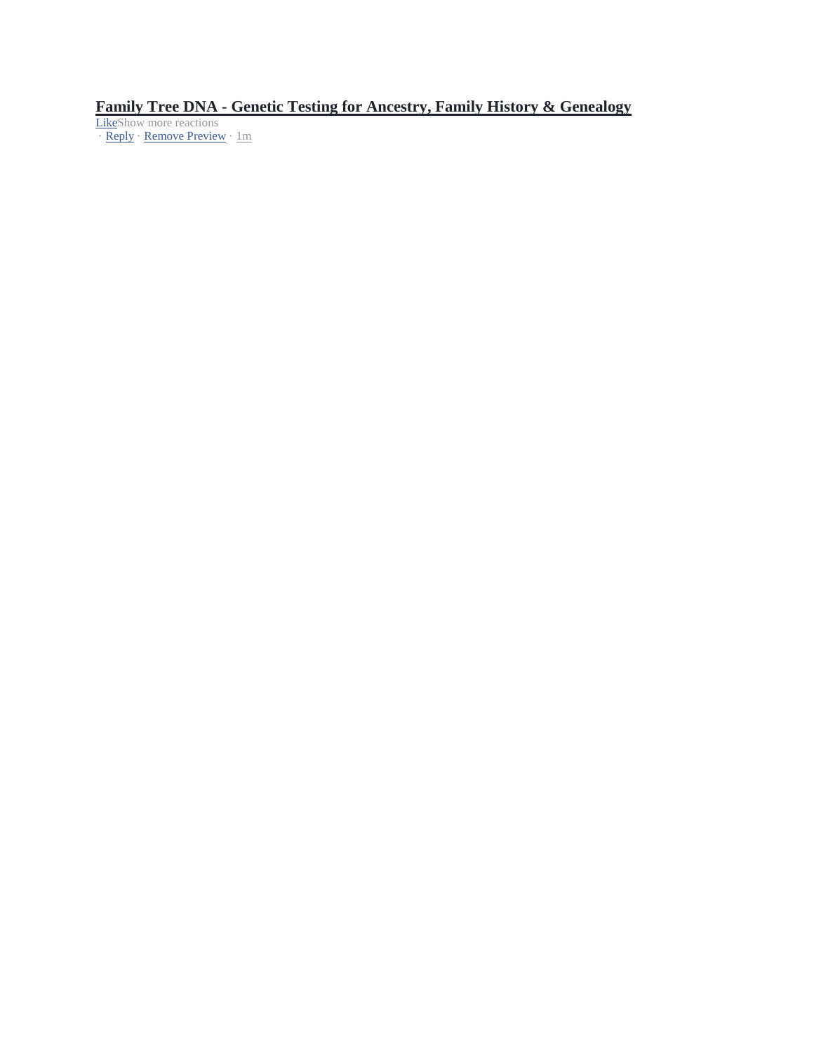**[Family Tree DNA - Genetic Testing for Ancestry, Family History & Genealogy]()**

LikeShow more reactions
· Reply · Remove Preview · 1m